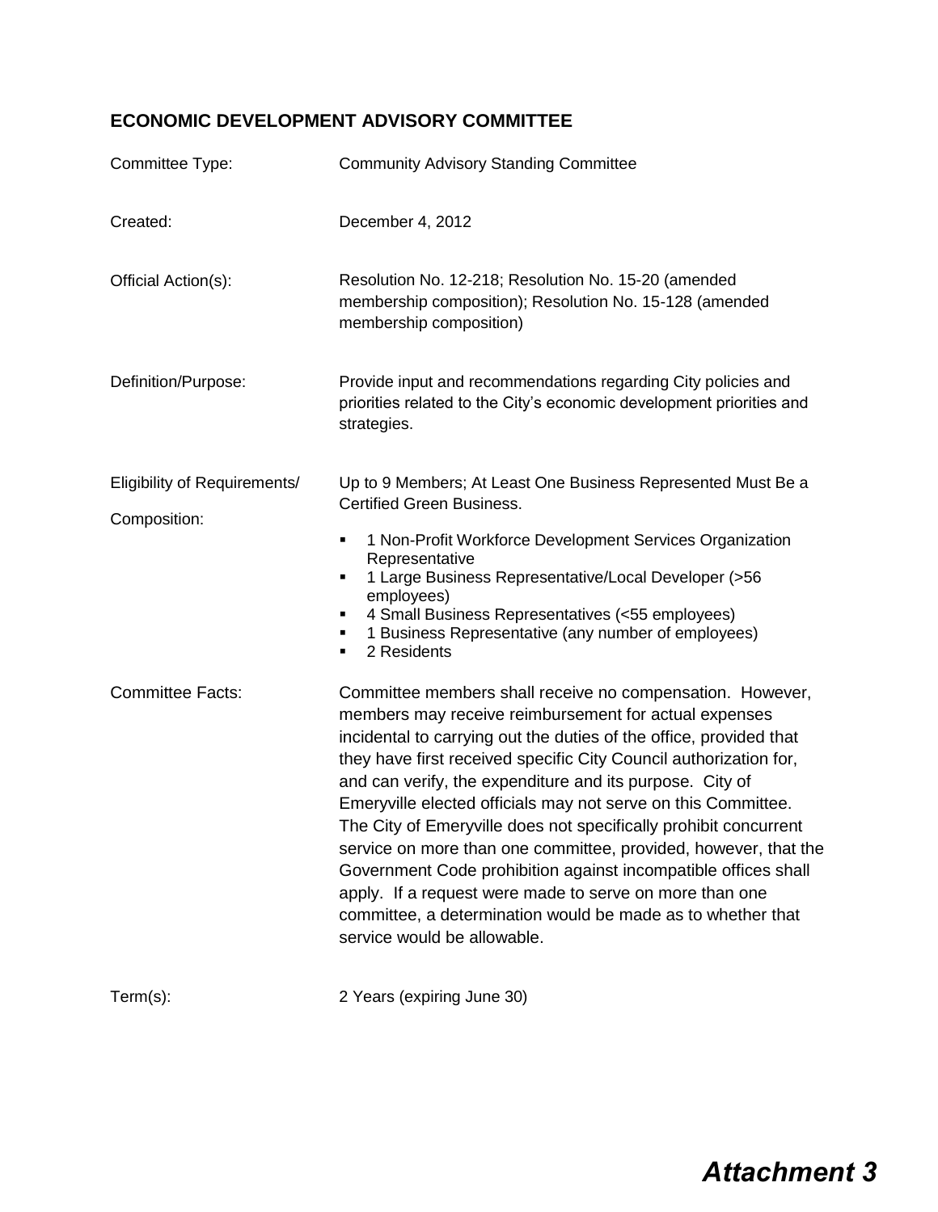## ECONOMIC DEVELOPMENT ADVISORY COMMITTEE

| | |
|---|---|
| Committee Type: | Community Advisory Standing Committee |
| Created: | December 4, 2012 |
| Official Action(s): | Resolution No. 12-218; Resolution No. 15-20 (amended membership composition); Resolution No. 15-128 (amended membership composition) |
| Definition/Purpose: | Provide input and recommendations regarding City policies and priorities related to the City's economic development priorities and strategies. |
| Eligibility of Requirements/ Composition: | Up to 9 Members; At Least One Business Represented Must Be a Certified Green Business.<br>▪ 1 Non-Profit Workforce Development Services Organization Representative<br>▪ 1 Large Business Representative/Local Developer (>56 employees)<br>▪ 4 Small Business Representatives (<55 employees)<br>▪ 1 Business Representative (any number of employees)<br>▪ 2 Residents |
| Committee Facts: | Committee members shall receive no compensation. However, members may receive reimbursement for actual expenses incidental to carrying out the duties of the office, provided that they have first received specific City Council authorization for, and can verify, the expenditure and its purpose. City of Emeryville elected officials may not serve on this Committee. The City of Emeryville does not specifically prohibit concurrent service on more than one committee, provided, however, that the Government Code prohibition against incompatible offices shall apply. If a request were made to serve on more than one committee, a determination would be made as to whether that service would be allowable. |
| Term(s): | 2 Years (expiring June 30) |

***Attachment 3***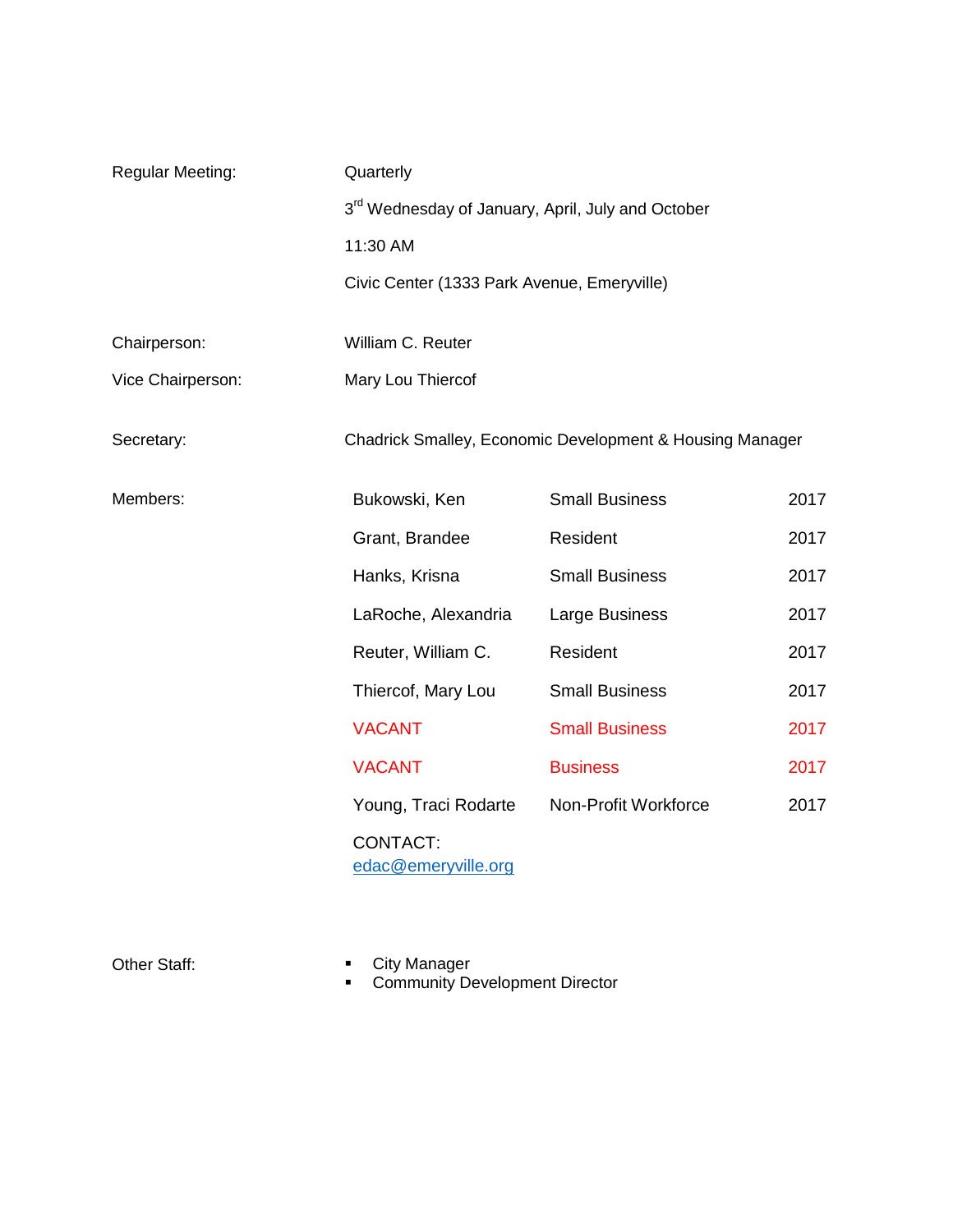| | |
|---|---|
| Regular Meeting: | Quarterly |
| | 3rd Wednesday of January, April, July and October |
| | 11:30 AM |
| | Civic Center (1333 Park Avenue, Emeryville) |
| Chairperson: | William C. Reuter |
| Vice Chairperson: | Mary Lou Thiercof |
| Secretary: | Chadrick Smalley, Economic Development & Housing Manager |

| | | | |
|---|---|---|---|
| Members: | Bukowski, Ken | Small Business | 2017 |
| | Grant, Brandee | Resident | 2017 |
| | Hanks, Krisna | Small Business | 2017 |
| | LaRoche, Alexandria | Large Business | 2017 |
| | Reuter, William C. | Resident | 2017 |
| | Thiercof, Mary Lou | Small Business | 2017 |
| | VACANT | Small Business | 2017 |
| | VACANT | Business | 2017 |
| | Young, Traci Rodarte | Non-Profit Workforce | 2017 |

CONTACT:
edac@emeryville.org

Other Staff:

- City Manager
- Community Development Director